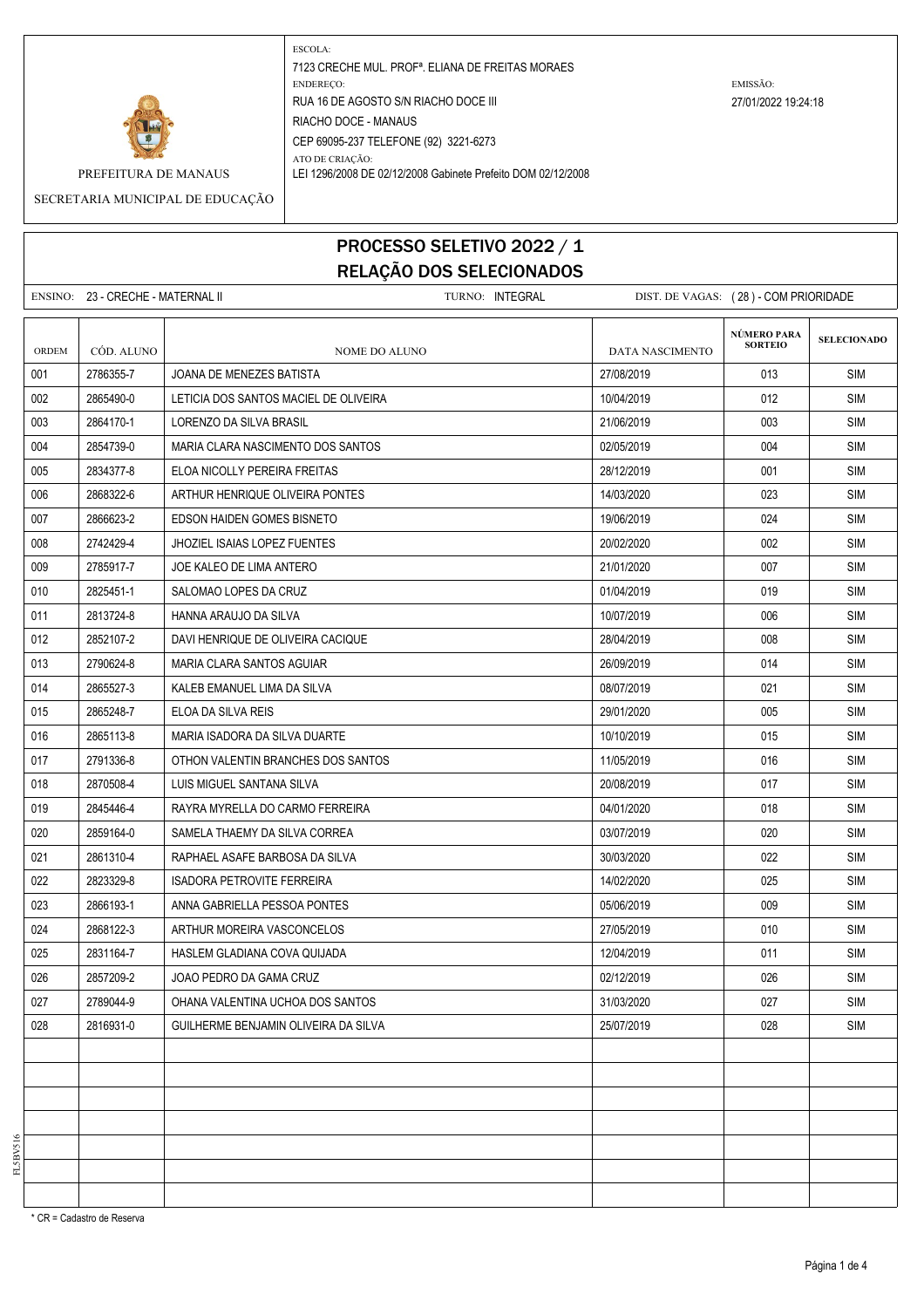PREFEITURA DE MANAUS

SECRETARIA MUNICIPAL DE EDUCAÇÃO

ESCOLA:
7123 CRECHE MUL. PROFª. ELIANA DE FREITAS MORAES

ENDEREÇO:
RUA 16 DE AGOSTO S/N RIACHO DOCE III
RIACHO DOCE - MANAUS
CEP 69095-237 TELEFONE (92) 3221-6273

ATO DE CRIAÇÃO:
LEI 1296/2008 DE 02/12/2008 Gabinete Prefeito DOM 02/12/2008

EMISSÃO:
27/01/2022 19:24:18

# PROCESSO SELETIVO 2022 / 1
# RELAÇÃO DOS SELECIONADOS

ENSINO: 23 - CRECHE - MATERNAL II    TURNO: INTEGRAL    DIST. DE VAGAS: ( 28 ) - COM PRIORIDADE

| ORDEM | CÓD. ALUNO | NOME DO ALUNO | DATA NASCIMENTO | NÚMERO PARA SORTEIO | SELECIONADO |
|---|---|---|---|---|---|
| 001 | 2786355-7 | JOANA DE MENEZES BATISTA | 27/08/2019 | 013 | SIM |
| 002 | 2865490-0 | LETICIA DOS SANTOS MACIEL DE OLIVEIRA | 10/04/2019 | 012 | SIM |
| 003 | 2864170-1 | LORENZO DA SILVA BRASIL | 21/06/2019 | 003 | SIM |
| 004 | 2854739-0 | MARIA CLARA NASCIMENTO DOS SANTOS | 02/05/2019 | 004 | SIM |
| 005 | 2834377-8 | ELOA NICOLLY PEREIRA FREITAS | 28/12/2019 | 001 | SIM |
| 006 | 2868322-6 | ARTHUR HENRIQUE OLIVEIRA PONTES | 14/03/2020 | 023 | SIM |
| 007 | 2866623-2 | EDSON HAIDEN GOMES BISNETO | 19/06/2019 | 024 | SIM |
| 008 | 2742429-4 | JHOZIEL ISAIAS LOPEZ FUENTES | 20/02/2020 | 002 | SIM |
| 009 | 2785917-7 | JOE KALEO DE LIMA ANTERO | 21/01/2020 | 007 | SIM |
| 010 | 2825451-1 | SALOMAO LOPES DA CRUZ | 01/04/2019 | 019 | SIM |
| 011 | 2813724-8 | HANNA ARAUJO DA SILVA | 10/07/2019 | 006 | SIM |
| 012 | 2852107-2 | DAVI HENRIQUE DE OLIVEIRA CACIQUE | 28/04/2019 | 008 | SIM |
| 013 | 2790624-8 | MARIA CLARA SANTOS AGUIAR | 26/09/2019 | 014 | SIM |
| 014 | 2865527-3 | KALEB EMANUEL LIMA DA SILVA | 08/07/2019 | 021 | SIM |
| 015 | 2865248-7 | ELOA DA SILVA REIS | 29/01/2020 | 005 | SIM |
| 016 | 2865113-8 | MARIA ISADORA DA SILVA DUARTE | 10/10/2019 | 015 | SIM |
| 017 | 2791336-8 | OTHON VALENTIN BRANCHES DOS SANTOS | 11/05/2019 | 016 | SIM |
| 018 | 2870508-4 | LUIS MIGUEL SANTANA SILVA | 20/08/2019 | 017 | SIM |
| 019 | 2845446-4 | RAYRA MYRELLA DO CARMO FERREIRA | 04/01/2020 | 018 | SIM |
| 020 | 2859164-0 | SAMELA THAEMY DA SILVA CORREA | 03/07/2019 | 020 | SIM |
| 021 | 2861310-4 | RAPHAEL ASAFE BARBOSA DA SILVA | 30/03/2020 | 022 | SIM |
| 022 | 2823329-8 | ISADORA PETROVITE FERREIRA | 14/02/2020 | 025 | SIM |
| 023 | 2866193-1 | ANNA GABRIELLA PESSOA PONTES | 05/06/2019 | 009 | SIM |
| 024 | 2868122-3 | ARTHUR MOREIRA VASCONCELOS | 27/05/2019 | 010 | SIM |
| 025 | 2831164-7 | HASLEM GLADIANA COVA QUIJADA | 12/04/2019 | 011 | SIM |
| 026 | 2857209-2 | JOAO PEDRO DA GAMA CRUZ | 02/12/2019 | 026 | SIM |
| 027 | 2789044-9 | OHANA VALENTINA UCHOA DOS SANTOS | 31/03/2020 | 027 | SIM |
| 028 | 2816931-0 | GUILHERME BENJAMIN OLIVEIRA DA SILVA | 25/07/2019 | 028 | SIM |

\* CR = Cadastro de Reserva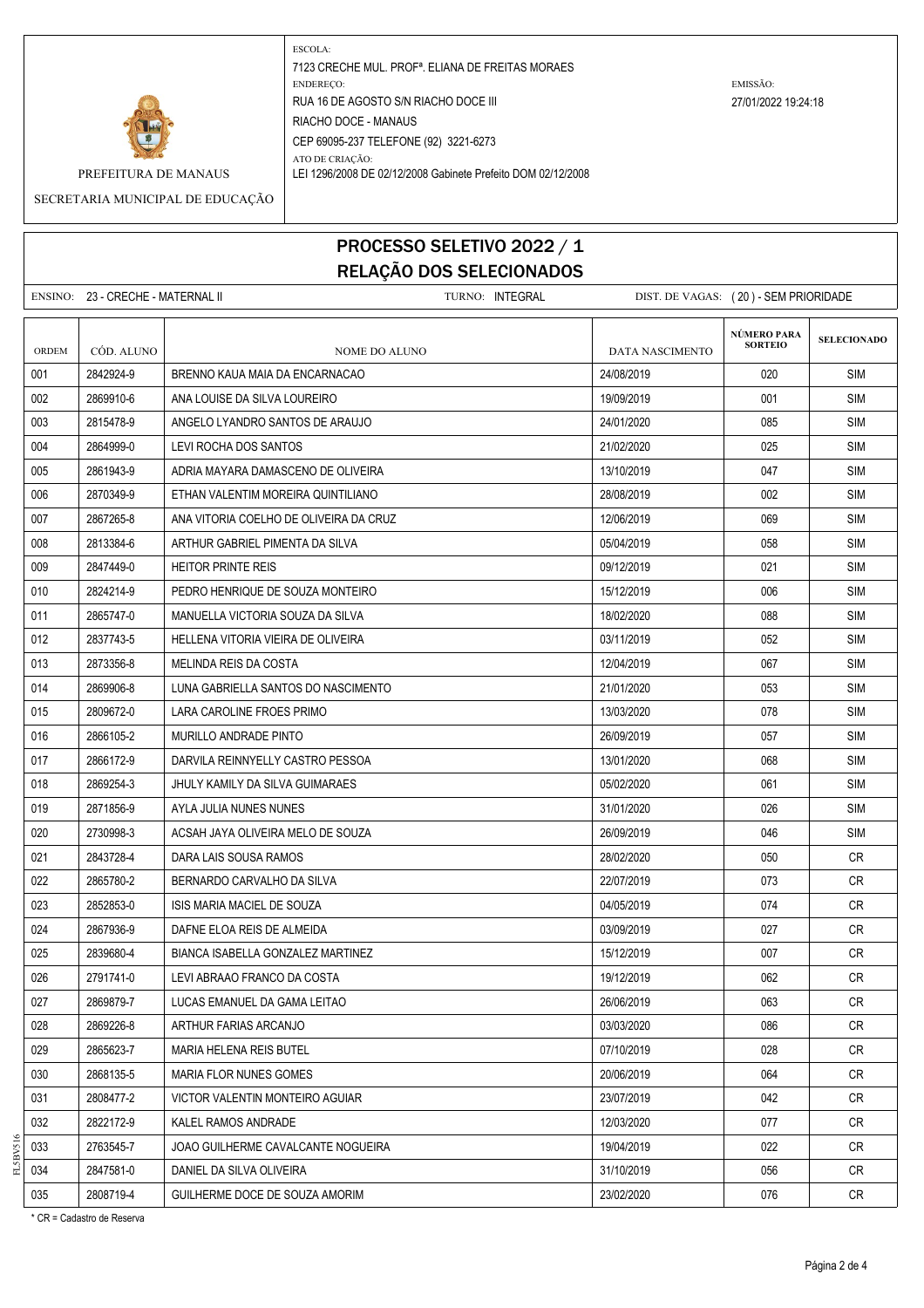PREFEITURA DE MANAUS

SECRETARIA MUNICIPAL DE EDUCAÇÃO

ESCOLA:
7123 CRECHE MUL. PROFª. ELIANA DE FREITAS MORAES
ENDEREÇO:
RUA 16 DE AGOSTO S/N RIACHO DOCE III
RIACHO DOCE - MANAUS
CEP 69095-237 TELEFONE (92) 3221-6273
ATO DE CRIAÇÃO:
LEI 1296/2008 DE 02/12/2008 Gabinete Prefeito DOM 02/12/2008

EMISSÃO:
27/01/2022 19:24:18

# PROCESSO SELETIVO 2022 / 1
## RELAÇÃO DOS SELECIONADOS

ENSINO: 23 - CRECHE - MATERNAL II TURNO: INTEGRAL DIST. DE VAGAS: ( 20 ) - SEM PRIORIDADE

| ORDEM | CÓD. ALUNO | NOME DO ALUNO | DATA NASCIMENTO | NÚMERO PARA SORTEIO | SELECIONADO |
|---|---|---|---|---|---|
| 001 | 2842924-9 | BRENNO KAUA MAIA DA ENCARNACAO | 24/08/2019 | 020 | SIM |
| 002 | 2869910-6 | ANA LOUISE DA SILVA LOUREIRO | 19/09/2019 | 001 | SIM |
| 003 | 2815478-9 | ANGELO LYANDRO SANTOS DE ARAUJO | 24/01/2020 | 085 | SIM |
| 004 | 2864999-0 | LEVI ROCHA DOS SANTOS | 21/02/2020 | 025 | SIM |
| 005 | 2861943-9 | ADRIA MAYARA DAMASCENO DE OLIVEIRA | 13/10/2019 | 047 | SIM |
| 006 | 2870349-9 | ETHAN VALENTIM MOREIRA QUINTILIANO | 28/08/2019 | 002 | SIM |
| 007 | 2867265-8 | ANA VITORIA COELHO DE OLIVEIRA DA CRUZ | 12/06/2019 | 069 | SIM |
| 008 | 2813384-6 | ARTHUR GABRIEL PIMENTA DA SILVA | 05/04/2019 | 058 | SIM |
| 009 | 2847449-0 | HEITOR PRINTE REIS | 09/12/2019 | 021 | SIM |
| 010 | 2824214-9 | PEDRO HENRIQUE DE SOUZA MONTEIRO | 15/12/2019 | 006 | SIM |
| 011 | 2865747-0 | MANUELLA VICTORIA SOUZA DA SILVA | 18/02/2020 | 088 | SIM |
| 012 | 2837743-5 | HELLENA VITORIA VIEIRA DE OLIVEIRA | 03/11/2019 | 052 | SIM |
| 013 | 2873356-8 | MELINDA REIS DA COSTA | 12/04/2019 | 067 | SIM |
| 014 | 2869906-8 | LUNA GABRIELLA SANTOS DO NASCIMENTO | 21/01/2020 | 053 | SIM |
| 015 | 2809672-0 | LARA CAROLINE FROES PRIMO | 13/03/2020 | 078 | SIM |
| 016 | 2866105-2 | MURILLO ANDRADE PINTO | 26/09/2019 | 057 | SIM |
| 017 | 2866172-9 | DARVILA REINNYELLY CASTRO PESSOA | 13/01/2020 | 068 | SIM |
| 018 | 2869254-3 | JHULY KAMILY DA SILVA GUIMARAES | 05/02/2020 | 061 | SIM |
| 019 | 2871856-9 | AYLA JULIA NUNES NUNES | 31/01/2020 | 026 | SIM |
| 020 | 2730998-3 | ACSAH JAYA OLIVEIRA MELO DE SOUZA | 26/09/2019 | 046 | SIM |
| 021 | 2843728-4 | DARA LAIS SOUSA RAMOS | 28/02/2020 | 050 | CR |
| 022 | 2865780-2 | BERNARDO CARVALHO DA SILVA | 22/07/2019 | 073 | CR |
| 023 | 2852853-0 | ISIS MARIA MACIEL DE SOUZA | 04/05/2019 | 074 | CR |
| 024 | 2867936-9 | DAFNE ELOA REIS DE ALMEIDA | 03/09/2019 | 027 | CR |
| 025 | 2839680-4 | BIANCA ISABELLA GONZALEZ MARTINEZ | 15/12/2019 | 007 | CR |
| 026 | 2791741-0 | LEVI ABRAAO FRANCO DA COSTA | 19/12/2019 | 062 | CR |
| 027 | 2869879-7 | LUCAS EMANUEL DA GAMA LEITAO | 26/06/2019 | 063 | CR |
| 028 | 2869226-8 | ARTHUR FARIAS ARCANJO | 03/03/2020 | 086 | CR |
| 029 | 2865623-7 | MARIA HELENA REIS BUTEL | 07/10/2019 | 028 | CR |
| 030 | 2868135-5 | MARIA FLOR NUNES GOMES | 20/06/2019 | 064 | CR |
| 031 | 2808477-2 | VICTOR VALENTIN MONTEIRO AGUIAR | 23/07/2019 | 042 | CR |
| 032 | 2822172-9 | KALEL RAMOS ANDRADE | 12/03/2020 | 077 | CR |
| 033 | 2763545-7 | JOAO GUILHERME CAVALCANTE NOGUEIRA | 19/04/2019 | 022 | CR |
| 034 | 2847581-0 | DANIEL DA SILVA OLIVEIRA | 31/10/2019 | 056 | CR |
| 035 | 2808719-4 | GUILHERME DOCE DE SOUZA AMORIM | 23/02/2020 | 076 | CR |

* CR = Cadastro de Reserva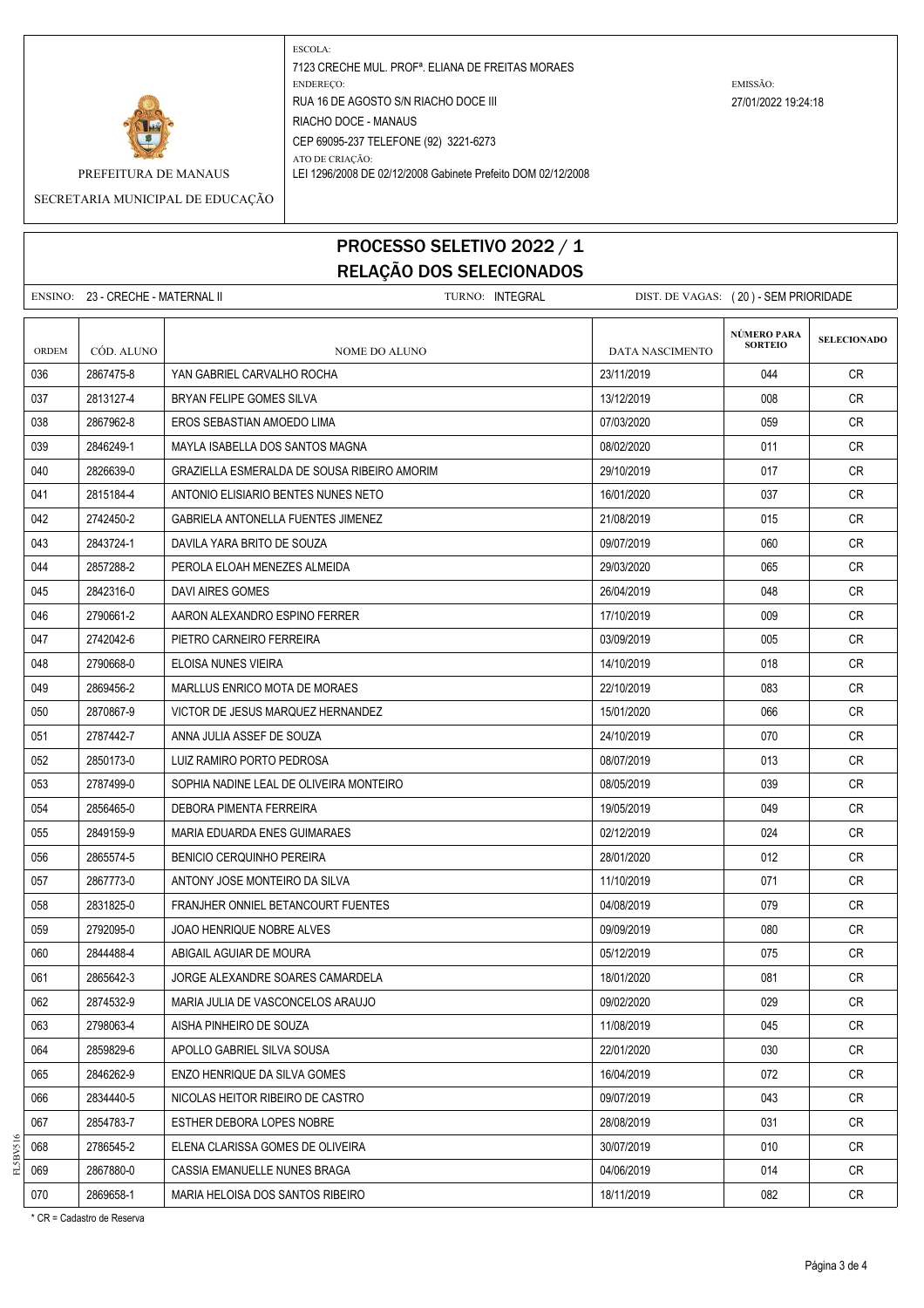PREFEITURA DE MANAUS

SECRETARIA MUNICIPAL DE EDUCAÇÃO

ESCOLA:
7123 CRECHE MUL. PROFª. ELIANA DE FREITAS MORAES
ENDEREÇO:
RUA 16 DE AGOSTO S/N RIACHO DOCE III
RIACHO DOCE - MANAUS
CEP 69095-237 TELEFONE (92) 3221-6273
ATO DE CRIAÇÃO:
LEI 1296/2008 DE 02/12/2008 Gabinete Prefeito DOM 02/12/2008

EMISSÃO:
27/01/2022 19:24:18

# PROCESSO SELETIVO 2022 / 1
## RELAÇÃO DOS SELECIONADOS

ENSINO: 23 - CRECHE - MATERNAL II     TURNO: INTEGRAL     DIST. DE VAGAS: ( 20 ) - SEM PRIORIDADE

| ORDEM | CÓD. ALUNO | NOME DO ALUNO | DATA NASCIMENTO | NÚMERO PARA SORTEIO | SELECIONADO |
|---|---|---|---|---|---|
| 036 | 2867475-8 | YAN GABRIEL CARVALHO ROCHA | 23/11/2019 | 044 | CR |
| 037 | 2813127-4 | BRYAN FELIPE GOMES SILVA | 13/12/2019 | 008 | CR |
| 038 | 2867962-8 | EROS SEBASTIAN AMOEDO LIMA | 07/03/2020 | 059 | CR |
| 039 | 2846249-1 | MAYLA ISABELLA DOS SANTOS MAGNA | 08/02/2020 | 011 | CR |
| 040 | 2826639-0 | GRAZIELLA ESMERALDA DE SOUSA RIBEIRO AMORIM | 29/10/2019 | 017 | CR |
| 041 | 2815184-4 | ANTONIO ELISIARIO BENTES NUNES NETO | 16/01/2020 | 037 | CR |
| 042 | 2742450-2 | GABRIELA ANTONELLA FUENTES JIMENEZ | 21/08/2019 | 015 | CR |
| 043 | 2843724-1 | DAVILA YARA BRITO DE SOUZA | 09/07/2019 | 060 | CR |
| 044 | 2857288-2 | PEROLA ELOAH MENEZES ALMEIDA | 29/03/2020 | 065 | CR |
| 045 | 2842316-0 | DAVI AIRES GOMES | 26/04/2019 | 048 | CR |
| 046 | 2790661-2 | AARON ALEXANDRO ESPINO FERRER | 17/10/2019 | 009 | CR |
| 047 | 2742042-6 | PIETRO CARNEIRO FERREIRA | 03/09/2019 | 005 | CR |
| 048 | 2790668-0 | ELOISA NUNES VIEIRA | 14/10/2019 | 018 | CR |
| 049 | 2869456-2 | MARLLUS ENRICO MOTA DE MORAES | 22/10/2019 | 083 | CR |
| 050 | 2870867-9 | VICTOR DE JESUS MARQUEZ HERNANDEZ | 15/01/2020 | 066 | CR |
| 051 | 2787442-7 | ANNA JULIA ASSEF DE SOUZA | 24/10/2019 | 070 | CR |
| 052 | 2850173-0 | LUIZ RAMIRO PORTO PEDROSA | 08/07/2019 | 013 | CR |
| 053 | 2787499-0 | SOPHIA NADINE LEAL DE OLIVEIRA MONTEIRO | 08/05/2019 | 039 | CR |
| 054 | 2856465-0 | DEBORA PIMENTA FERREIRA | 19/05/2019 | 049 | CR |
| 055 | 2849159-9 | MARIA EDUARDA ENES GUIMARAES | 02/12/2019 | 024 | CR |
| 056 | 2865574-5 | BENICIO CERQUINHO PEREIRA | 28/01/2020 | 012 | CR |
| 057 | 2867773-0 | ANTONY JOSE MONTEIRO DA SILVA | 11/10/2019 | 071 | CR |
| 058 | 2831825-0 | FRANJHER ONNIEL BETANCOURT FUENTES | 04/08/2019 | 079 | CR |
| 059 | 2792095-0 | JOAO HENRIQUE NOBRE ALVES | 09/09/2019 | 080 | CR |
| 060 | 2844488-4 | ABIGAIL AGUIAR DE MOURA | 05/12/2019 | 075 | CR |
| 061 | 2865642-3 | JORGE ALEXANDRE SOARES CAMARDELA | 18/01/2020 | 081 | CR |
| 062 | 2874532-9 | MARIA JULIA DE VASCONCELOS ARAUJO | 09/02/2020 | 029 | CR |
| 063 | 2798063-4 | AISHA PINHEIRO DE SOUZA | 11/08/2019 | 045 | CR |
| 064 | 2859829-6 | APOLLO GABRIEL SILVA SOUSA | 22/01/2020 | 030 | CR |
| 065 | 2846262-9 | ENZO HENRIQUE DA SILVA GOMES | 16/04/2019 | 072 | CR |
| 066 | 2834440-5 | NICOLAS HEITOR RIBEIRO DE CASTRO | 09/07/2019 | 043 | CR |
| 067 | 2854783-7 | ESTHER DEBORA LOPES NOBRE | 28/08/2019 | 031 | CR |
| 068 | 2786545-2 | ELENA CLARISSA GOMES DE OLIVEIRA | 30/07/2019 | 010 | CR |
| 069 | 2867880-0 | CASSIA EMANUELLE NUNES BRAGA | 04/06/2019 | 014 | CR |
| 070 | 2869658-1 | MARIA HELOISA DOS SANTOS RIBEIRO | 18/11/2019 | 082 | CR |

* CR = Cadastro de Reserva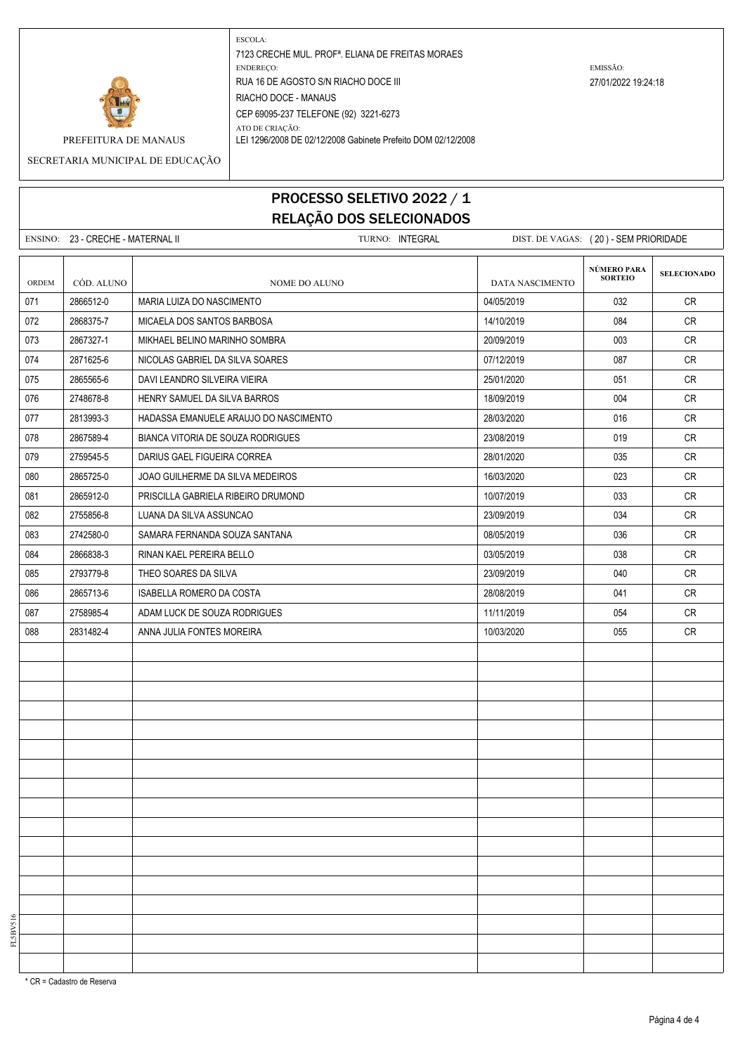PREFEITURA DE MANAUS

SECRETARIA MUNICIPAL DE EDUCAÇÃO

ESCOLA:
7123 CRECHE MUL. PROFª. ELIANA DE FREITAS MORAES

ENDEREÇO:
RUA 16 DE AGOSTO S/N RIACHO DOCE III
RIACHO DOCE - MANAUS
CEP 69095-237 TELEFONE (92) 3221-6273

ATO DE CRIAÇÃO:
LEI 1296/2008 DE 02/12/2008 Gabinete Prefeito DOM 02/12/2008

EMISSÃO:
27/01/2022 19:24:18

# PROCESSO SELETIVO 2022 / 1
## RELAÇÃO DOS SELECIONADOS

ENSINO: 23 - CRECHE - MATERNAL II    TURNO: INTEGRAL    DIST. DE VAGAS: ( 20 ) - SEM PRIORIDADE

| ORDEM | CÓD. ALUNO | NOME DO ALUNO | DATA NASCIMENTO | NÚMERO PARA SORTEIO | SELECIONADO |
|---|---|---|---|---|---|
| 071 | 2866512-0 | MARIA LUIZA DO NASCIMENTO | 04/05/2019 | 032 | CR |
| 072 | 2868375-7 | MICAELA DOS SANTOS BARBOSA | 14/10/2019 | 084 | CR |
| 073 | 2867327-1 | MIKHAEL BELINO MARINHO SOMBRA | 20/09/2019 | 003 | CR |
| 074 | 2871625-6 | NICOLAS GABRIEL DA SILVA SOARES | 07/12/2019 | 087 | CR |
| 075 | 2865565-6 | DAVI LEANDRO SILVEIRA VIEIRA | 25/01/2020 | 051 | CR |
| 076 | 2748678-8 | HENRY SAMUEL DA SILVA BARROS | 18/09/2019 | 004 | CR |
| 077 | 2813993-3 | HADASSA EMANUELE ARAUJO DO NASCIMENTO | 28/03/2020 | 016 | CR |
| 078 | 2867589-4 | BIANCA VITORIA DE SOUZA RODRIGUES | 23/08/2019 | 019 | CR |
| 079 | 2759545-5 | DARIUS GAEL FIGUEIRA CORREA | 28/01/2020 | 035 | CR |
| 080 | 2865725-0 | JOAO GUILHERME DA SILVA MEDEIROS | 16/03/2020 | 023 | CR |
| 081 | 2865912-0 | PRISCILLA GABRIELA RIBEIRO DRUMOND | 10/07/2019 | 033 | CR |
| 082 | 2755856-8 | LUANA DA SILVA ASSUNCAO | 23/09/2019 | 034 | CR |
| 083 | 2742580-0 | SAMARA FERNANDA SOUZA SANTANA | 08/05/2019 | 036 | CR |
| 084 | 2866838-3 | RINAN KAEL PEREIRA BELLO | 03/05/2019 | 038 | CR |
| 085 | 2793779-8 | THEO SOARES DA SILVA | 23/09/2019 | 040 | CR |
| 086 | 2865713-6 | ISABELLA ROMERO DA COSTA | 28/08/2019 | 041 | CR |
| 087 | 2758985-4 | ADAM LUCK DE SOUZA RODRIGUES | 11/11/2019 | 054 | CR |
| 088 | 2831482-4 | ANNA JULIA FONTES MOREIRA | 10/03/2020 | 055 | CR |

\* CR = Cadastro de Reserva